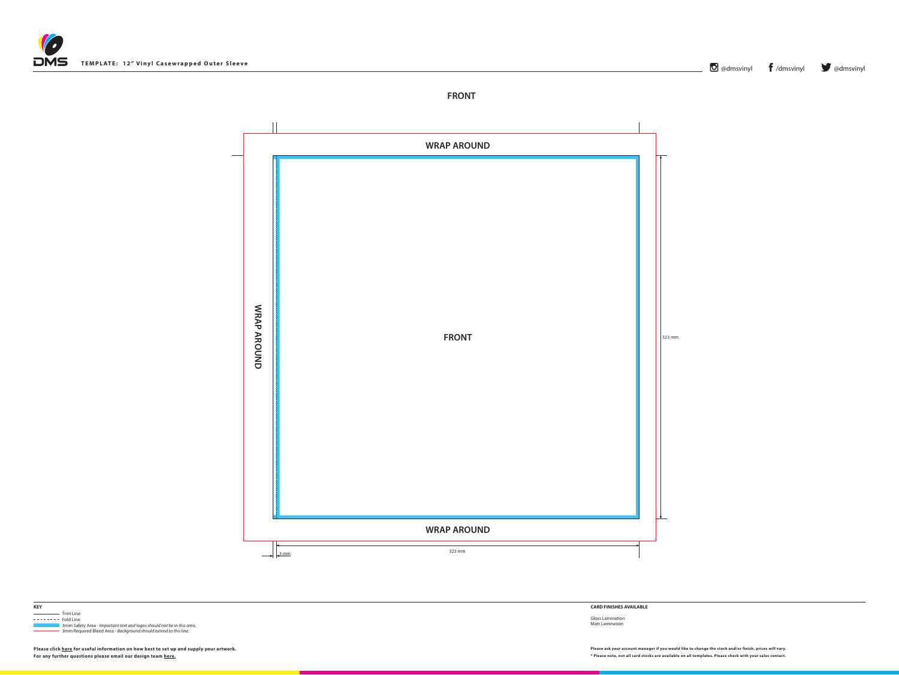**TEMPLATE: 12" Vinyl Casewrapped Outer Sleeve**

@dmsvinyl /dmsvinyl @dmsvinyl

## FRONT

WRAP AROUND

WRAP AROUND

FRONT

323 mm

WRAP AROUND

3 mm

323 mm

**KEY**

- Trim Line
- Fold Line
- 3mm Safety Area - *Important text and logos should not be in this area.*
- 3mm Required Bleed Area - *Background should extend to this line.*

**Please click here for useful information on how best to set up and supply your artwork.**

**For any further questions please email our design team here.**

**CARD FINISHES AVAILABLE**

Gloss Lamination
Matt Lamination

**Please ask your account manager if you would like to change the stock and/or finish, prices will vary.**

**\* Please note, not all card stocks are available on all templates. Please check with your sales contact.**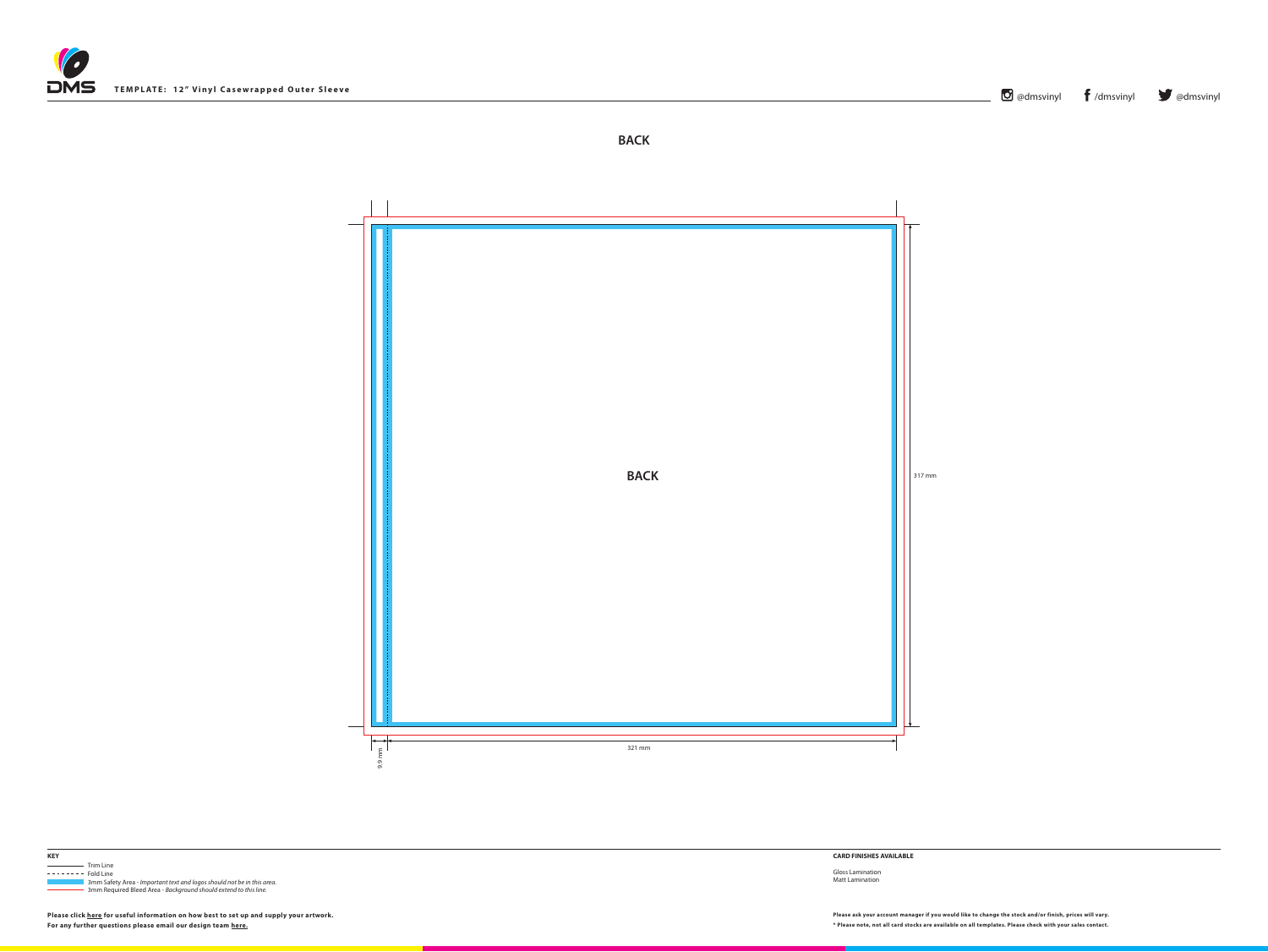**TEMPLATE: 12" Vinyl Casewrapped Outer Sleeve**

@dmsvinyl /dmsvinyl @dmsvinyl

## BACK

BACK

317 mm

321 mm

9.9 mm

**KEY**

Trim Line

Fold Line

3mm Safety Area - *Important text and logos should not be in this area.*

3mm Required Bleed Area - *Background should extend to this line.*

**Please click here for useful information on how best to set up and supply your artwork.**

**For any further questions please email our design team here.**

**CARD FINISHES AVAILABLE**

Gloss Lamination

Matt Lamination

**Please ask your account manager if you would like to change the stock and/or finish, prices will vary.**

**\* Please note, not all card stocks are available on all templates. Please check with your sales contact.**